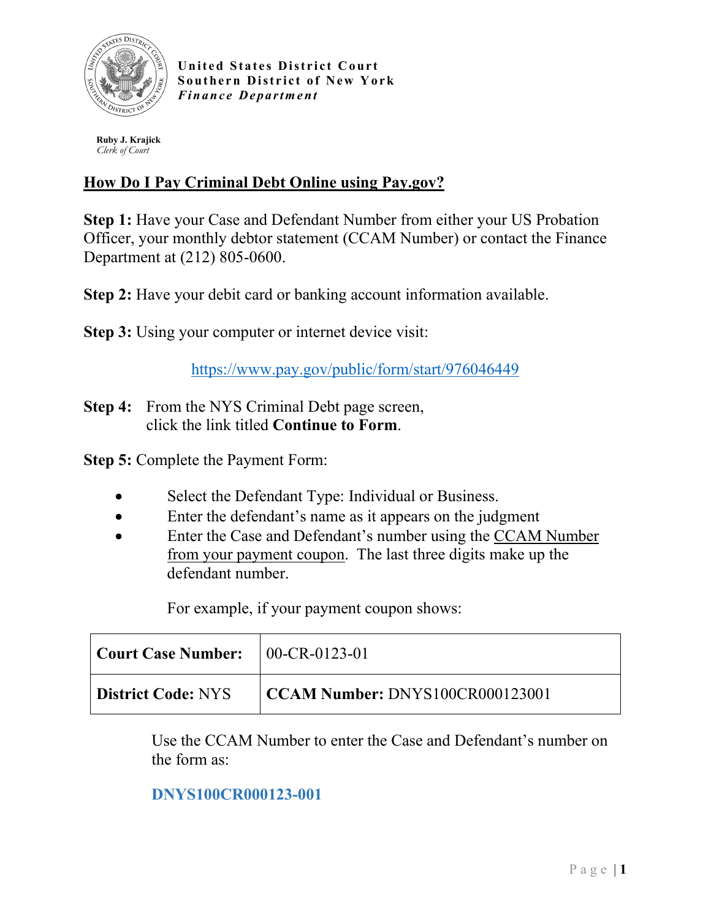**United States District Court**
**Southern District of New York**
***Finance Department***

**Ruby J. Krajick**
*Clerk of Court*

## How Do I Pay Criminal Debt Online using Pay.gov?

**Step 1:** Have your Case and Defendant Number from either your US Probation Officer, your monthly debtor statement (CCAM Number) or contact the Finance Department at (212) 805-0600.

**Step 2:** Have your debit card or banking account information available.

**Step 3:** Using your computer or internet device visit:

https://www.pay.gov/public/form/start/976046449

**Step 4:** From the NYS Criminal Debt page screen, click the link titled **Continue to Form**.

**Step 5:** Complete the Payment Form:

- Select the Defendant Type: Individual or Business.
- Enter the defendant's name as it appears on the judgment
- Enter the Case and Defendant's number using the CCAM Number from your payment coupon. The last three digits make up the defendant number.

For example, if your payment coupon shows:

| **Court Case Number:** | 00-CR-0123-01 |
|---|---|
| **District Code:** NYS | **CCAM Number:** DNYS100CR000123001 |

Use the CCAM Number to enter the Case and Defendant's number on the form as:

**DNYS100CR000123-001**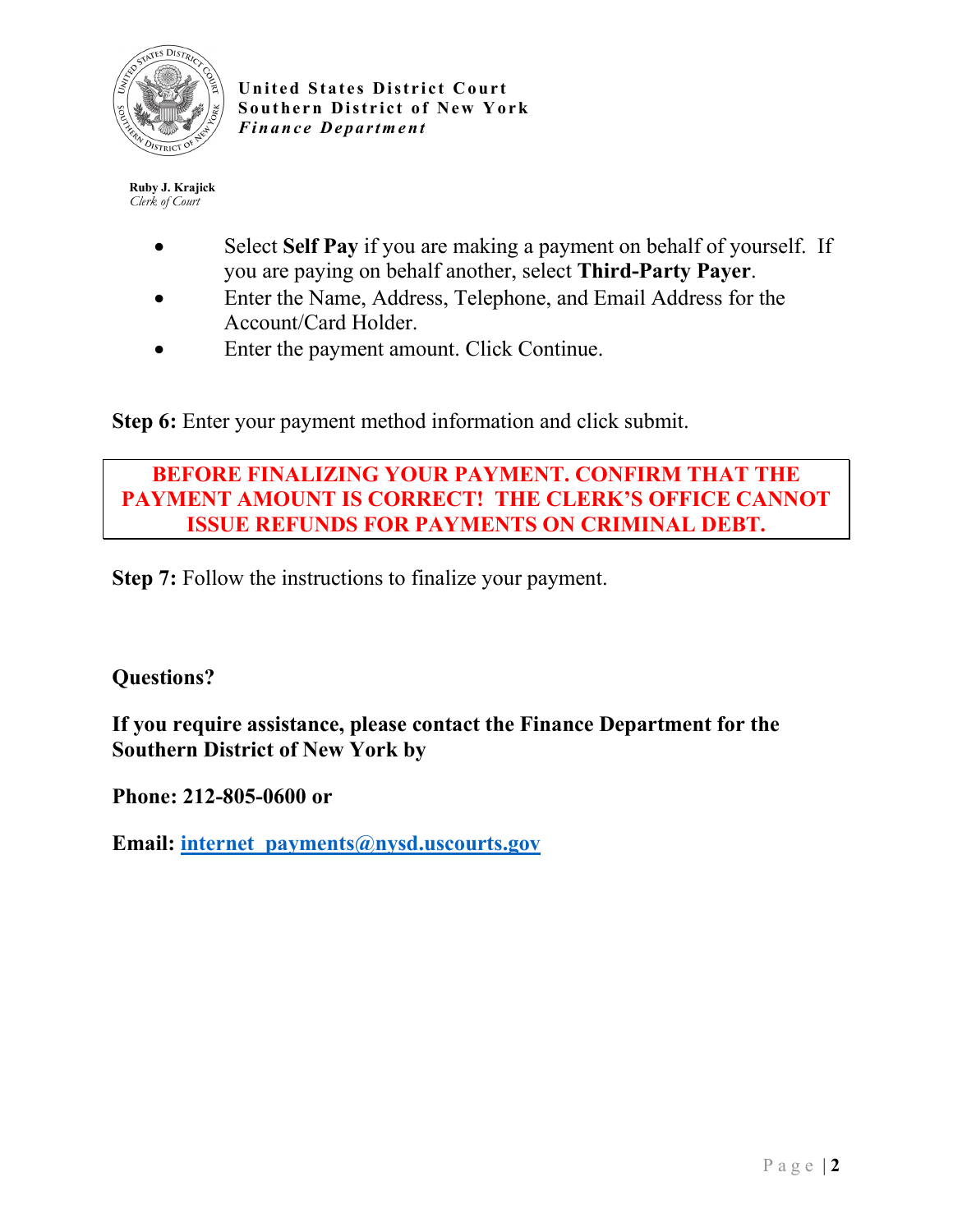**United States District Court**
**Southern District of New York**
***Finance Department***

**Ruby J. Krajick**
*Clerk of Court*

- Select **Self Pay** if you are making a payment on behalf of yourself. If you are paying on behalf another, select **Third-Party Payer**.
- Enter the Name, Address, Telephone, and Email Address for the Account/Card Holder.
- Enter the payment amount. Click Continue.

**Step 6:** Enter your payment method information and click submit.

**BEFORE FINALIZING YOUR PAYMENT. CONFIRM THAT THE PAYMENT AMOUNT IS CORRECT! THE CLERK'S OFFICE CANNOT ISSUE REFUNDS FOR PAYMENTS ON CRIMINAL DEBT.**

**Step 7:** Follow the instructions to finalize your payment.

**Questions?**

**If you require assistance, please contact the Finance Department for the Southern District of New York by**

**Phone: 212-805-0600 or**

**Email: internet_payments@nysd.uscourts.gov**